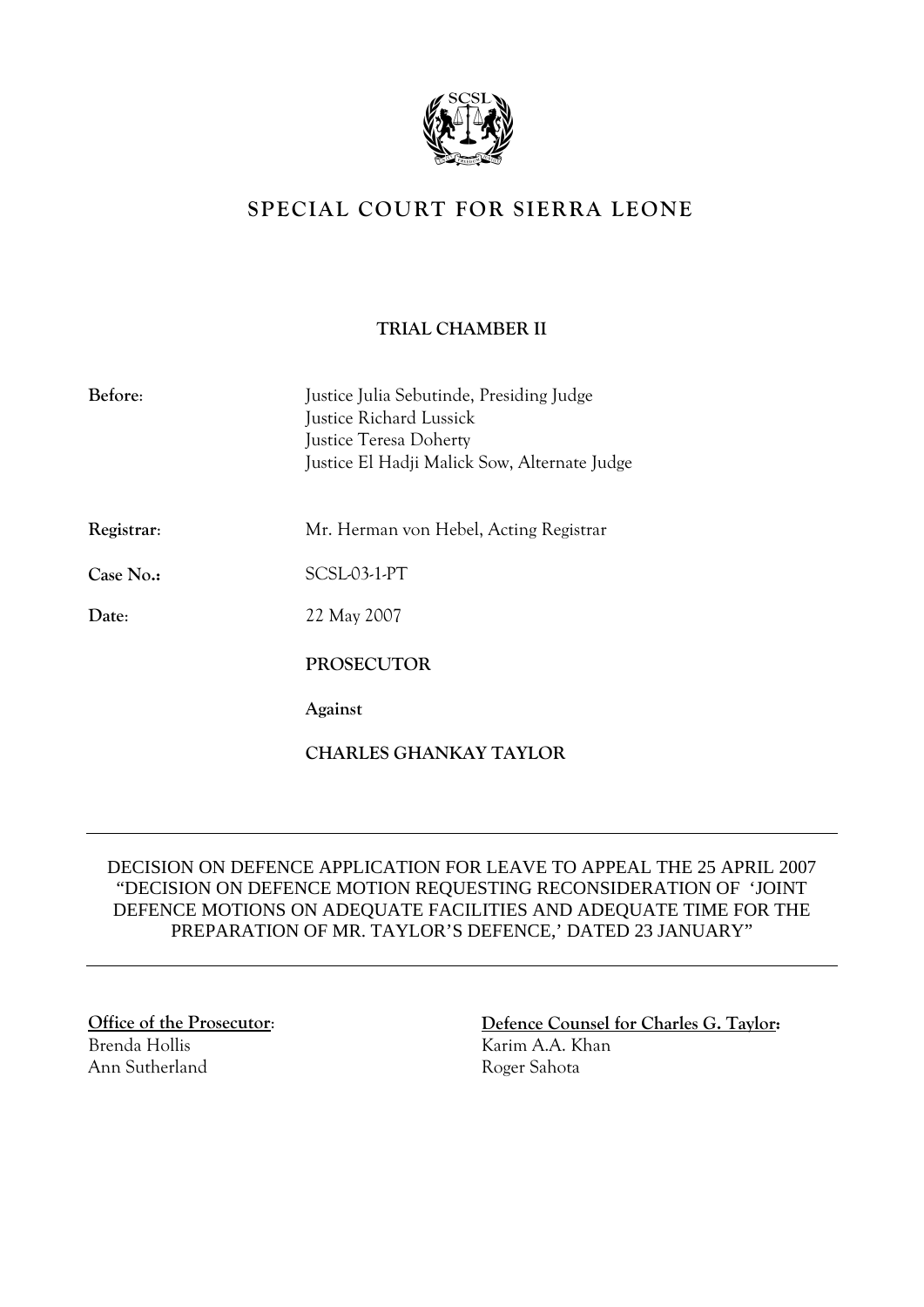# SPECIAL COURT FOR SIERRA LEONE

**TRIAL CHAMBER II**

**Before**: Justice Julia Sebutinde, Presiding Judge
Justice Richard Lussick
Justice Teresa Doherty
Justice El Hadji Malick Sow, Alternate Judge

**Registrar**: Mr. Herman von Hebel, Acting Registrar

**Case No.:** SCSL-03-1-PT

**Date**: 22 May 2007

**PROSECUTOR**

**Against**

**CHARLES GHANKAY TAYLOR**

---

DECISION ON DEFENCE APPLICATION FOR LEAVE TO APPEAL THE 25 APRIL 2007 "DECISION ON DEFENCE MOTION REQUESTING RECONSIDERATION OF 'JOINT DEFENCE MOTIONS ON ADEQUATE FACILITIES AND ADEQUATE TIME FOR THE PREPARATION OF MR. TAYLOR'S DEFENCE,' DATED 23 JANUARY"

---

**Office of the Prosecutor**:
Brenda Hollis
Ann Sutherland

**Defence Counsel for Charles G. Taylor:**
Karim A.A. Khan
Roger Sahota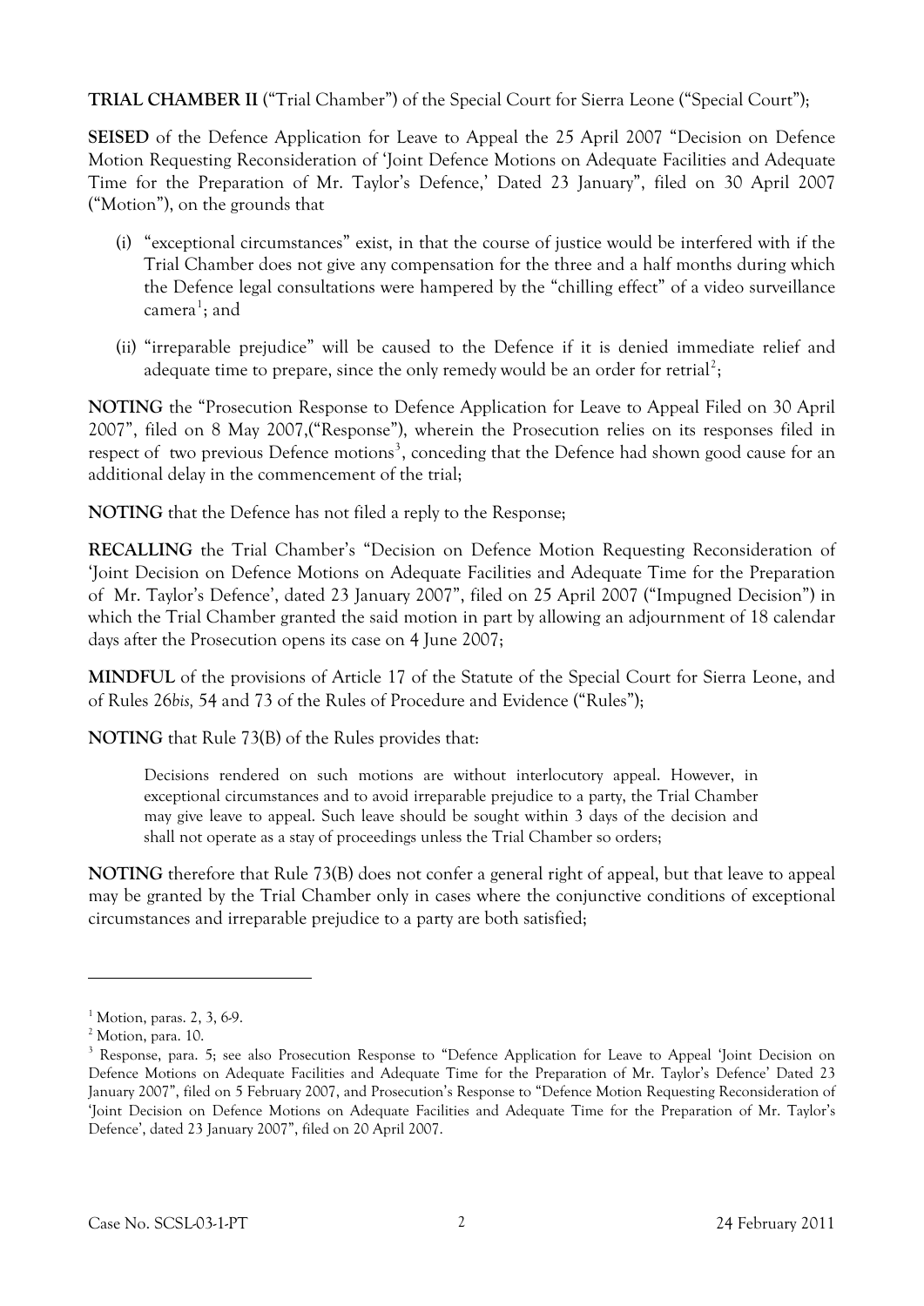**TRIAL CHAMBER II** ("Trial Chamber") of the Special Court for Sierra Leone ("Special Court");

**SEISED** of the Defence Application for Leave to Appeal the 25 April 2007 "Decision on Defence Motion Requesting Reconsideration of 'Joint Defence Motions on Adequate Facilities and Adequate Time for the Preparation of Mr. Taylor's Defence,' Dated 23 January", filed on 30 April 2007 ("Motion"), on the grounds that

(i) "exceptional circumstances" exist, in that the course of justice would be interfered with if the Trial Chamber does not give any compensation for the three and a half months during which the Defence legal consultations were hampered by the "chilling effect" of a video surveillance camera[1]; and

(ii) "irreparable prejudice" will be caused to the Defence if it is denied immediate relief and adequate time to prepare, since the only remedy would be an order for retrial[2];

**NOTING** the "Prosecution Response to Defence Application for Leave to Appeal Filed on 30 April 2007", filed on 8 May 2007,("Response"), wherein the Prosecution relies on its responses filed in respect of two previous Defence motions[3], conceding that the Defence had shown good cause for an additional delay in the commencement of the trial;

**NOTING** that the Defence has not filed a reply to the Response;

**RECALLING** the Trial Chamber's "Decision on Defence Motion Requesting Reconsideration of 'Joint Decision on Defence Motions on Adequate Facilities and Adequate Time for the Preparation of Mr. Taylor's Defence', dated 23 January 2007", filed on 25 April 2007 ("Impugned Decision") in which the Trial Chamber granted the said motion in part by allowing an adjournment of 18 calendar days after the Prosecution opens its case on 4 June 2007;

**MINDFUL** of the provisions of Article 17 of the Statute of the Special Court for Sierra Leone, and of Rules 26*bis*, 54 and 73 of the Rules of Procedure and Evidence ("Rules");

**NOTING** that Rule 73(B) of the Rules provides that:

> Decisions rendered on such motions are without interlocutory appeal. However, in exceptional circumstances and to avoid irreparable prejudice to a party, the Trial Chamber may give leave to appeal. Such leave should be sought within 3 days of the decision and shall not operate as a stay of proceedings unless the Trial Chamber so orders;

**NOTING** therefore that Rule 73(B) does not confer a general right of appeal, but that leave to appeal may be granted by the Trial Chamber only in cases where the conjunctive conditions of exceptional circumstances and irreparable prejudice to a party are both satisfied;

---

[1] Motion, paras. 2, 3, 6-9.

[2] Motion, para. 10.

[3] Response, para. 5; see also Prosecution Response to "Defence Application for Leave to Appeal 'Joint Decision on Defence Motions on Adequate Facilities and Adequate Time for the Preparation of Mr. Taylor's Defence' Dated 23 January 2007", filed on 5 February 2007, and Prosecution's Response to "Defence Motion Requesting Reconsideration of 'Joint Decision on Defence Motions on Adequate Facilities and Adequate Time for the Preparation of Mr. Taylor's Defence', dated 23 January 2007", filed on 20 April 2007.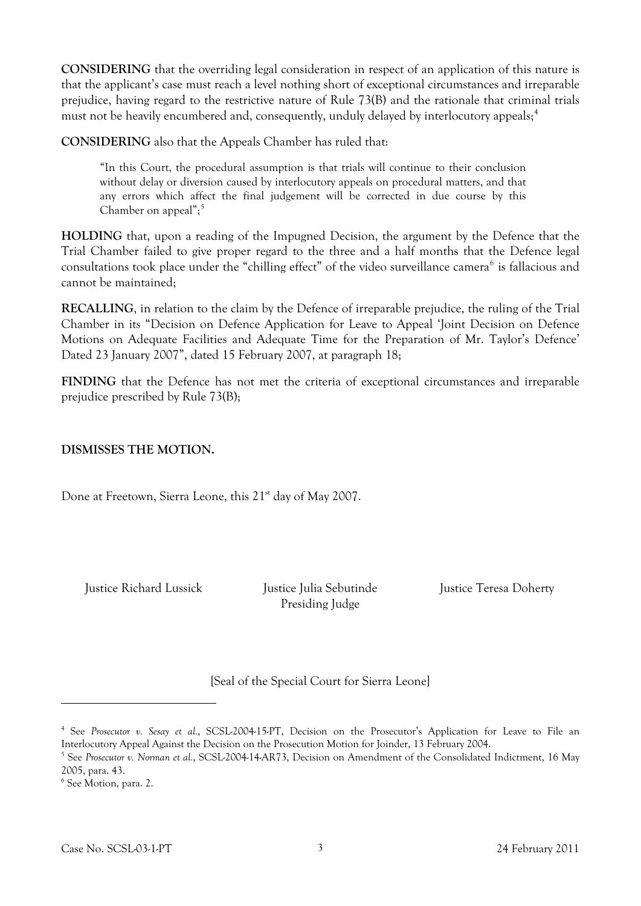**CONSIDERING** that the overriding legal consideration in respect of an application of this nature is that the applicant's case must reach a level nothing short of exceptional circumstances and irreparable prejudice, having regard to the restrictive nature of Rule 73(B) and the rationale that criminal trials must not be heavily encumbered and, consequently, unduly delayed by interlocutory appeals;[4]

**CONSIDERING** also that the Appeals Chamber has ruled that:

> "In this Court, the procedural assumption is that trials will continue to their conclusion without delay or diversion caused by interlocutory appeals on procedural matters, and that any errors which affect the final judgement will be corrected in due course by this Chamber on appeal";[5]

**HOLDING** that, upon a reading of the Impugned Decision, the argument by the Defence that the Trial Chamber failed to give proper regard to the three and a half months that the Defence legal consultations took place under the "chilling effect" of the video surveillance camera[6] is fallacious and cannot be maintained;

**RECALLING**, in relation to the claim by the Defence of irreparable prejudice, the ruling of the Trial Chamber in its "Decision on Defence Application for Leave to Appeal 'Joint Decision on Defence Motions on Adequate Facilities and Adequate Time for the Preparation of Mr. Taylor's Defence' Dated 23 January 2007", dated 15 February 2007, at paragraph 18;

**FINDING** that the Defence has not met the criteria of exceptional circumstances and irreparable prejudice prescribed by Rule 73(B);

**DISMISSES THE MOTION.**

Done at Freetown, Sierra Leone, this 21st day of May 2007.

Justice Richard Lussick

Justice Julia Sebutinde
Presiding Judge

Justice Teresa Doherty

[Seal of the Special Court for Sierra Leone]

---

[4] See *Prosecutor v. Sesay et al.*, SCSL-2004-15-PT, Decision on the Prosecutor's Application for Leave to File an Interlocutory Appeal Against the Decision on the Prosecution Motion for Joinder, 13 February 2004.

[5] See *Prosecutor v. Norman et al.*, SCSL-2004-14-AR73, Decision on Amendment of the Consolidated Indictment, 16 May 2005, para. 43.

[6] See Motion, para. 2.

Case No. SCSL-03-1-PT 24 February 2011